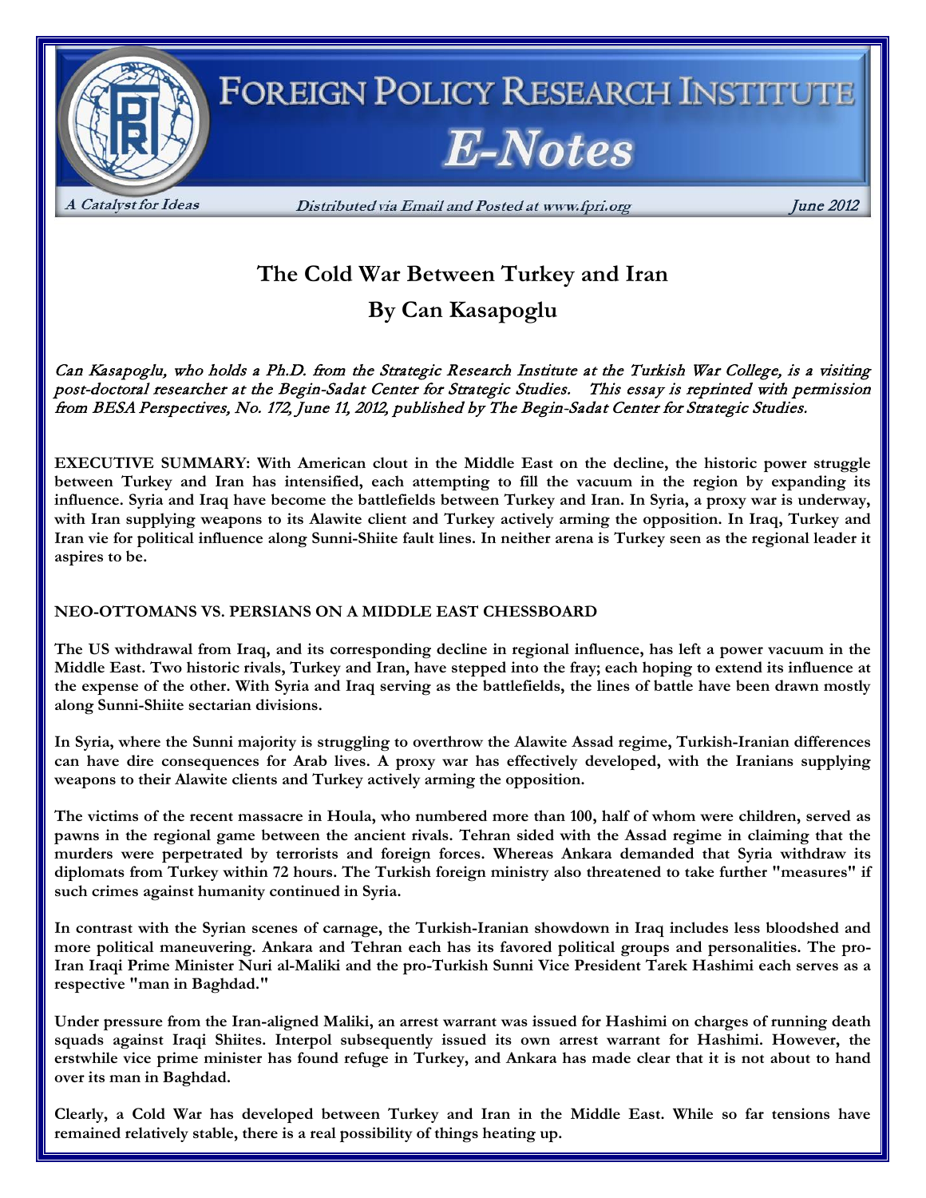# FOREIGN POLICY RESEARCH INSTITUTE

## E-Notes

*A Catalyst for Ideas* — *Distributed via Email and Posted at www.fpri.org* — *June 2012*

# The Cold War Between Turkey and Iran

## By Can Kasapoglu

*Can Kasapoglu, who holds a Ph.D. from the Strategic Research Institute at the Turkish War College, is a visiting post-doctoral researcher at the Begin-Sadat Center for Strategic Studies. This essay is reprinted with permission from BESA Perspectives, No. 172, June 11, 2012, published by The Begin-Sadat Center for Strategic Studies.*

**EXECUTIVE SUMMARY: With American clout in the Middle East on the decline, the historic power struggle between Turkey and Iran has intensified, each attempting to fill the vacuum in the region by expanding its influence. Syria and Iraq have become the battlefields between Turkey and Iran. In Syria, a proxy war is underway, with Iran supplying weapons to its Alawite client and Turkey actively arming the opposition. In Iraq, Turkey and Iran vie for political influence along Sunni-Shiite fault lines. In neither arena is Turkey seen as the regional leader it aspires to be.**

### NEO-OTTOMANS VS. PERSIANS ON A MIDDLE EAST CHESSBOARD

**The US withdrawal from Iraq, and its corresponding decline in regional influence, has left a power vacuum in the Middle East. Two historic rivals, Turkey and Iran, have stepped into the fray; each hoping to extend its influence at the expense of the other. With Syria and Iraq serving as the battlefields, the lines of battle have been drawn mostly along Sunni-Shiite sectarian divisions.**

**In Syria, where the Sunni majority is struggling to overthrow the Alawite Assad regime, Turkish-Iranian differences can have dire consequences for Arab lives. A proxy war has effectively developed, with the Iranians supplying weapons to their Alawite clients and Turkey actively arming the opposition.**

**The victims of the recent massacre in Houla, who numbered more than 100, half of whom were children, served as pawns in the regional game between the ancient rivals. Tehran sided with the Assad regime in claiming that the murders were perpetrated by terrorists and foreign forces. Whereas Ankara demanded that Syria withdraw its diplomats from Turkey within 72 hours. The Turkish foreign ministry also threatened to take further "measures" if such crimes against humanity continued in Syria.**

**In contrast with the Syrian scenes of carnage, the Turkish-Iranian showdown in Iraq includes less bloodshed and more political maneuvering. Ankara and Tehran each has its favored political groups and personalities. The pro-Iran Iraqi Prime Minister Nuri al-Maliki and the pro-Turkish Sunni Vice President Tarek Hashimi each serves as a respective "man in Baghdad."**

**Under pressure from the Iran-aligned Maliki, an arrest warrant was issued for Hashimi on charges of running death squads against Iraqi Shiites. Interpol subsequently issued its own arrest warrant for Hashimi. However, the erstwhile vice prime minister has found refuge in Turkey, and Ankara has made clear that it is not about to hand over its man in Baghdad.**

**Clearly, a Cold War has developed between Turkey and Iran in the Middle East. While so far tensions have remained relatively stable, there is a real possibility of things heating up.**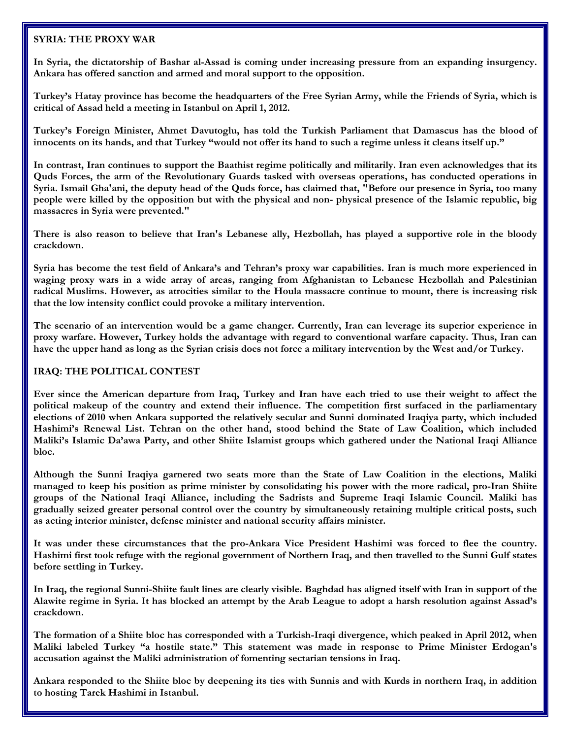## SYRIA: THE PROXY WAR

In Syria, the dictatorship of Bashar al-Assad is coming under increasing pressure from an expanding insurgency. Ankara has offered sanction and armed and moral support to the opposition.

Turkey's Hatay province has become the headquarters of the Free Syrian Army, while the Friends of Syria, which is critical of Assad held a meeting in Istanbul on April 1, 2012.

Turkey's Foreign Minister, Ahmet Davutoglu, has told the Turkish Parliament that Damascus has the blood of innocents on its hands, and that Turkey "would not offer its hand to such a regime unless it cleans itself up."

In contrast, Iran continues to support the Baathist regime politically and militarily. Iran even acknowledges that its Quds Forces, the arm of the Revolutionary Guards tasked with overseas operations, has conducted operations in Syria. Ismail Gha'ani, the deputy head of the Quds force, has claimed that, "Before our presence in Syria, too many people were killed by the opposition but with the physical and non- physical presence of the Islamic republic, big massacres in Syria were prevented."

There is also reason to believe that Iran's Lebanese ally, Hezbollah, has played a supportive role in the bloody crackdown.

Syria has become the test field of Ankara's and Tehran's proxy war capabilities. Iran is much more experienced in waging proxy wars in a wide array of areas, ranging from Afghanistan to Lebanese Hezbollah and Palestinian radical Muslims. However, as atrocities similar to the Houla massacre continue to mount, there is increasing risk that the low intensity conflict could provoke a military intervention.

The scenario of an intervention would be a game changer. Currently, Iran can leverage its superior experience in proxy warfare. However, Turkey holds the advantage with regard to conventional warfare capacity. Thus, Iran can have the upper hand as long as the Syrian crisis does not force a military intervention by the West and/or Turkey.

## IRAQ: THE POLITICAL CONTEST

Ever since the American departure from Iraq, Turkey and Iran have each tried to use their weight to affect the political makeup of the country and extend their influence. The competition first surfaced in the parliamentary elections of 2010 when Ankara supported the relatively secular and Sunni dominated Iraqiya party, which included Hashimi's Renewal List. Tehran on the other hand, stood behind the State of Law Coalition, which included Maliki's Islamic Da'awa Party, and other Shiite Islamist groups which gathered under the National Iraqi Alliance bloc.

Although the Sunni Iraqiya garnered two seats more than the State of Law Coalition in the elections, Maliki managed to keep his position as prime minister by consolidating his power with the more radical, pro-Iran Shiite groups of the National Iraqi Alliance, including the Sadrists and Supreme Iraqi Islamic Council. Maliki has gradually seized greater personal control over the country by simultaneously retaining multiple critical posts, such as acting interior minister, defense minister and national security affairs minister.

It was under these circumstances that the pro-Ankara Vice President Hashimi was forced to flee the country. Hashimi first took refuge with the regional government of Northern Iraq, and then travelled to the Sunni Gulf states before settling in Turkey.

In Iraq, the regional Sunni-Shiite fault lines are clearly visible. Baghdad has aligned itself with Iran in support of the Alawite regime in Syria. It has blocked an attempt by the Arab League to adopt a harsh resolution against Assad's crackdown.

The formation of a Shiite bloc has corresponded with a Turkish-Iraqi divergence, which peaked in April 2012, when Maliki labeled Turkey "a hostile state." This statement was made in response to Prime Minister Erdogan's accusation against the Maliki administration of fomenting sectarian tensions in Iraq.

Ankara responded to the Shiite bloc by deepening its ties with Sunnis and with Kurds in northern Iraq, in addition to hosting Tarek Hashimi in Istanbul.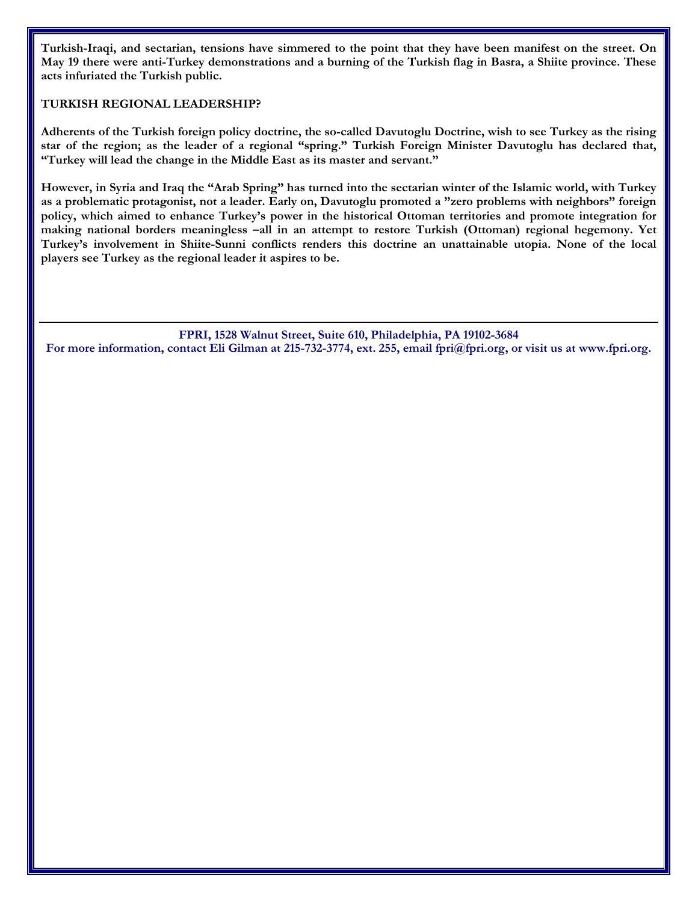**Turkish-Iraqi, and sectarian, tensions have simmered to the point that they have been manifest on the street. On May 19 there were anti-Turkey demonstrations and a burning of the Turkish flag in Basra, a Shiite province. These acts infuriated the Turkish public.**

## TURKISH REGIONAL LEADERSHIP?

**Adherents of the Turkish foreign policy doctrine, the so-called Davutoglu Doctrine, wish to see Turkey as the rising star of the region; as the leader of a regional "spring." Turkish Foreign Minister Davutoglu has declared that, "Turkey will lead the change in the Middle East as its master and servant."**

**However, in Syria and Iraq the "Arab Spring" has turned into the sectarian winter of the Islamic world, with Turkey as a problematic protagonist, not a leader. Early on, Davutoglu promoted a "zero problems with neighbors" foreign policy, which aimed to enhance Turkey's power in the historical Ottoman territories and promote integration for making national borders meaningless –all in an attempt to restore Turkish (Ottoman) regional hegemony. Yet Turkey's involvement in Shiite-Sunni conflicts renders this doctrine an unattainable utopia. None of the local players see Turkey as the regional leader it aspires to be.**

---

**FPRI, 1528 Walnut Street, Suite 610, Philadelphia, PA 19102-3684**
**For more information, contact Eli Gilman at 215-732-3774, ext. 255, email fpri@fpri.org, or visit us at www.fpri.org.**